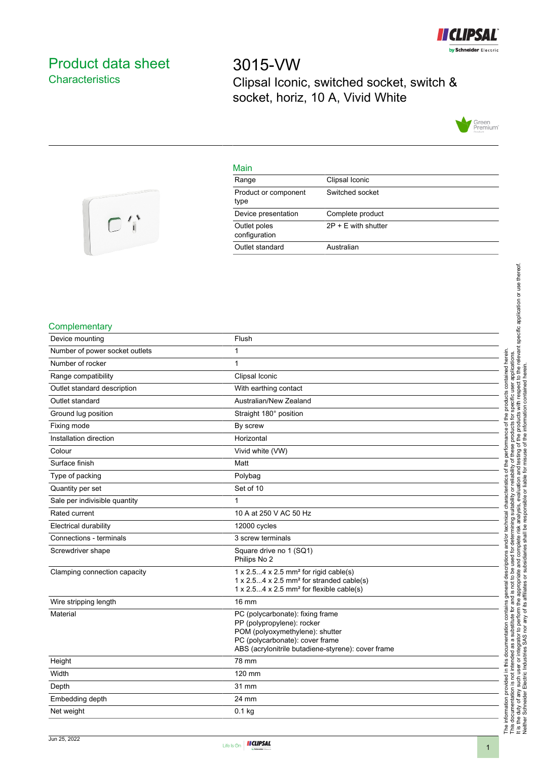# Product data sheet

## Characteristics

# 3015-VW

Clipsal Iconic, switched socket, switch & socket, horiz, 10 A, Vivid White

## Main

| | |
|---|---|
| Range | Clipsal Iconic |
| Product or component type | Switched socket |
| Device presentation | Complete product |
| Outlet poles configuration | 2P + E with shutter |
| Outlet standard | Australian |

## Complementary

| | |
|---|---|
| Device mounting | Flush |
| Number of power socket outlets | 1 |
| Number of rocker | 1 |
| Range compatibility | Clipsal Iconic |
| Outlet standard description | With earthing contact |
| Outlet standard | Australian/New Zealand |
| Ground lug position | Straight 180° position |
| Fixing mode | By screw |
| Installation direction | Horizontal |
| Colour | Vivid white (VW) |
| Surface finish | Matt |
| Type of packing | Polybag |
| Quantity per set | Set of 10 |
| Sale per indivisible quantity | 1 |
| Rated current | 10 A at 250 V AC 50 Hz |
| Electrical durability | 12000 cycles |
| Connections - terminals | 3 screw terminals |
| Screwdriver shape | Square drive no 1 (SQ1)<br>Philips No 2 |
| Clamping connection capacity | 1 x 2.5...4 x 2.5 mm² for rigid cable(s)<br>1 x 2.5...4 x 2.5 mm² for stranded cable(s)<br>1 x 2.5...4 x 2.5 mm² for flexible cable(s) |
| Wire stripping length | 16 mm |
| Material | PC (polycarbonate): fixing frame<br>PP (polypropylene): rocker<br>POM (polyoxymethylene): shutter<br>PC (polycarbonate): cover frame<br>ABS (acrylonitrile butadiene-styrene): cover frame |
| Height | 78 mm |
| Width | 120 mm |
| Depth | 31 mm |
| Embedding depth | 24 mm |
| Net weight | 0.1 kg |

The information provided in this documentation contains general descriptions and/or technical characteristics of the performance of the products contained herein.
This documentation is not intended as a substitute for and is not to be used for determining suitability or reliability of these products for specific user applications.
It is the duty of any such user or integrator to perform the appropriate and complete risk analysis, evaluation and testing of the products with respect to the relevant specific application or use thereof.
Neither Schneider Electric Industries SAS nor any of its affiliates or subsidiaries shall be responsible or liable for misuse of the information contained herein.

Jun 25, 2022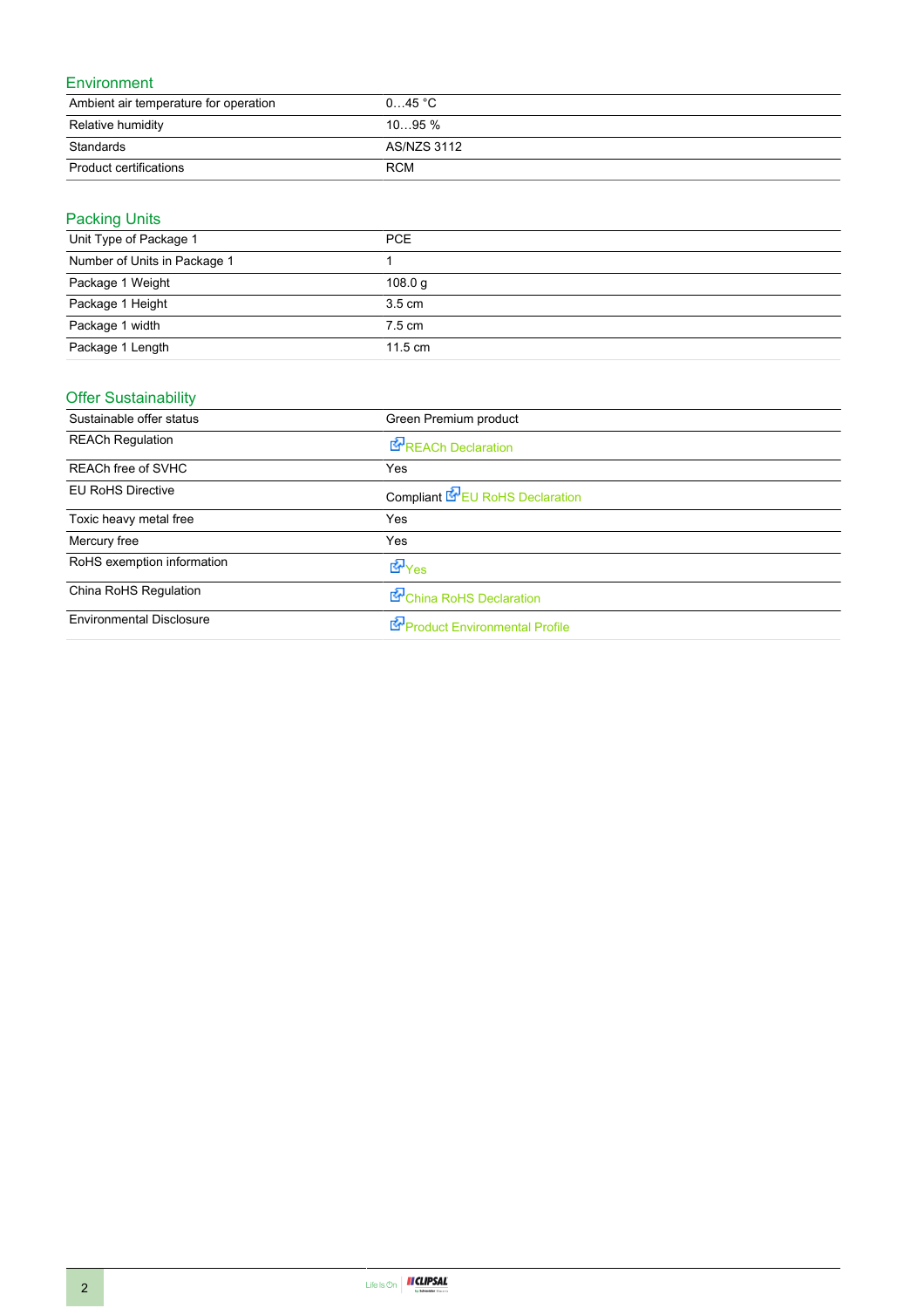## Environment

| | |
|---|---|
| Ambient air temperature for operation | 0…45 °C |
| Relative humidity | 10…95 % |
| Standards | AS/NZS 3112 |
| Product certifications | RCM |

## Packing Units

| | |
|---|---|
| Unit Type of Package 1 | PCE |
| Number of Units in Package 1 | 1 |
| Package 1 Weight | 108.0 g |
| Package 1 Height | 3.5 cm |
| Package 1 width | 7.5 cm |
| Package 1 Length | 11.5 cm |

## Offer Sustainability

| | |
|---|---|
| Sustainable offer status | Green Premium product |
| REACh Regulation | REACh Declaration |
| REACh free of SVHC | Yes |
| EU RoHS Directive | Compliant EU RoHS Declaration |
| Toxic heavy metal free | Yes |
| Mercury free | Yes |
| RoHS exemption information | Yes |
| China RoHS Regulation | China RoHS Declaration |
| Environmental Disclosure | Product Environmental Profile |